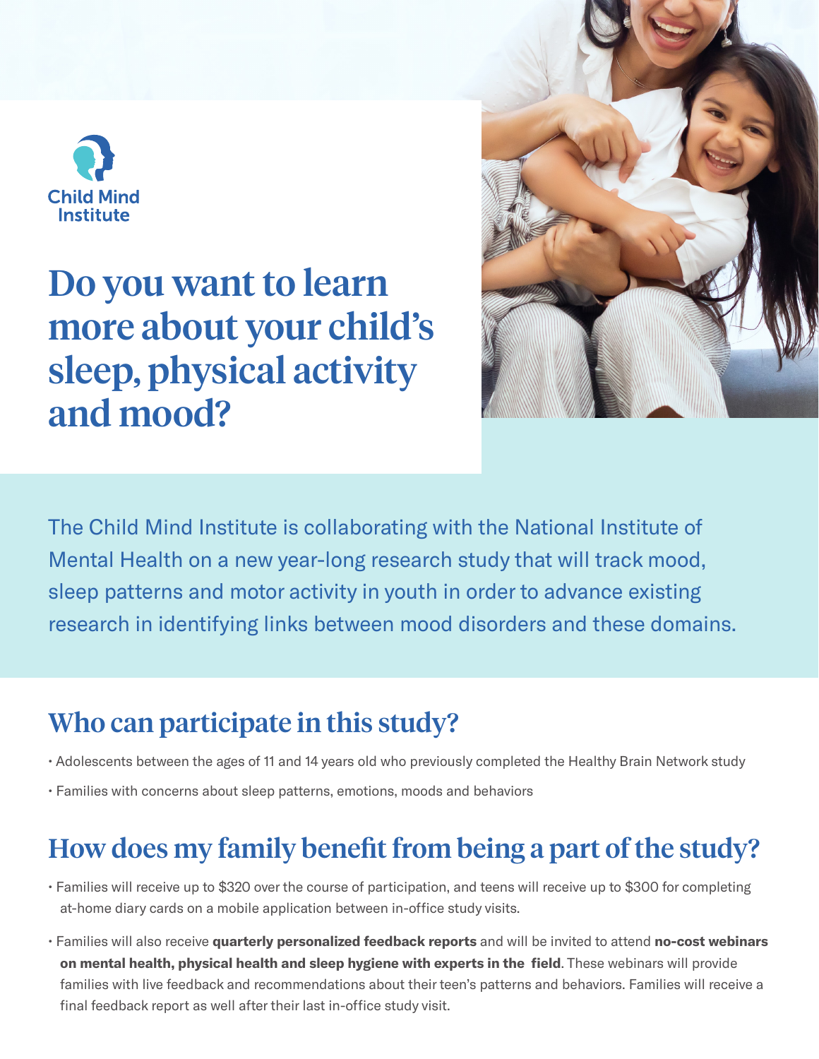Child Mind Institute

# Do you want to learn more about your child's sleep, physical activity and mood?

The Child Mind Institute is collaborating with the National Institute of Mental Health on a new year-long research study that will track mood, sleep patterns and motor activity in youth in order to advance existing research in identifying links between mood disorders and these domains.

## Who can participate in this study?

- Adolescents between the ages of 11 and 14 years old who previously completed the Healthy Brain Network study
- Families with concerns about sleep patterns, emotions, moods and behaviors

## How does my family benefit from being a part of the study?

- Families will receive up to $320 over the course of participation, and teens will receive up to $300 for completing at-home diary cards on a mobile application between in-office study visits.
- Families will also receive **quarterly personalized feedback reports** and will be invited to attend **no-cost webinars on mental health, physical health and sleep hygiene with experts in the field**. These webinars will provide families with live feedback and recommendations about their teen's patterns and behaviors. Families will receive a final feedback report as well after their last in-office study visit.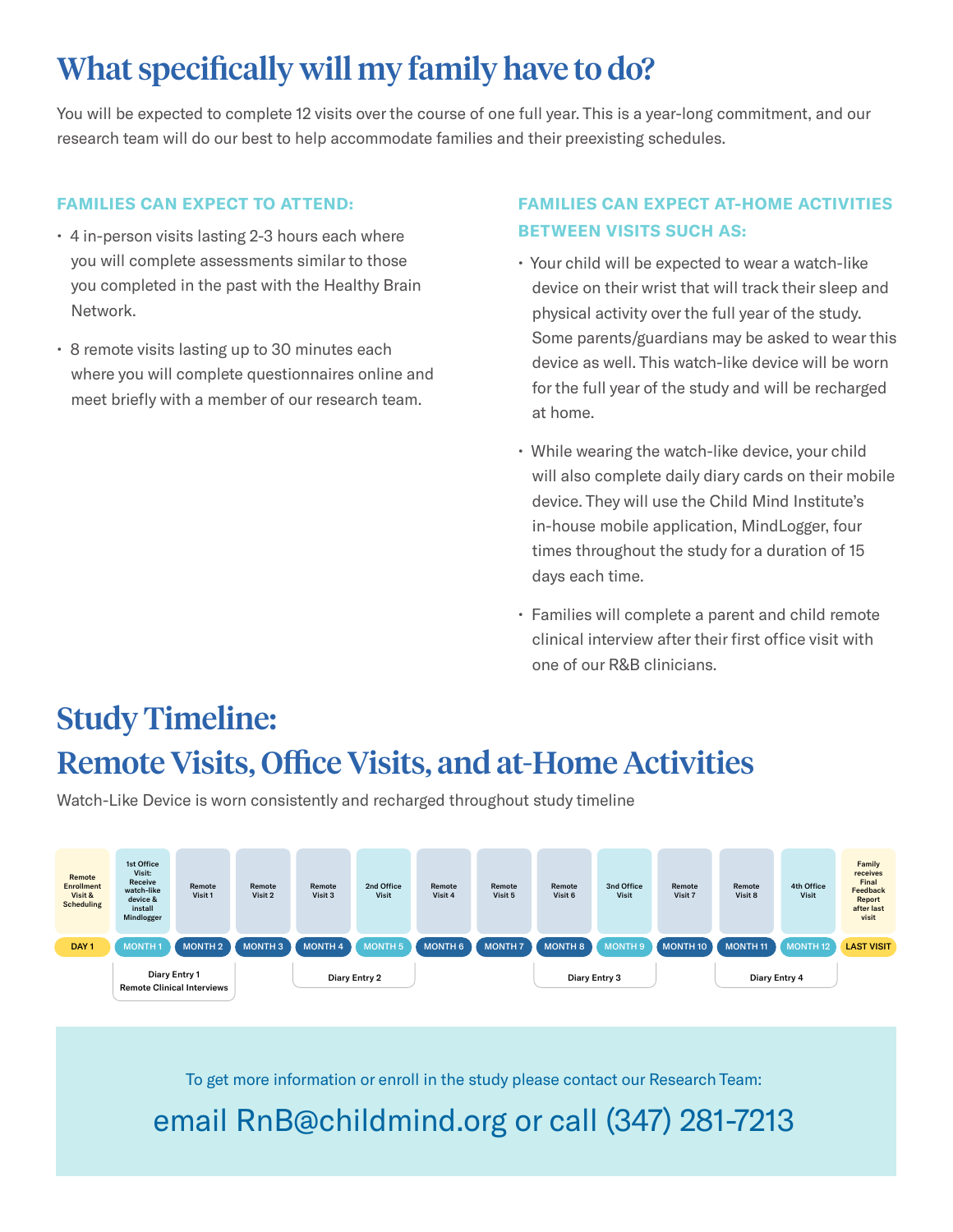# What specifically will my family have to do?

You will be expected to complete 12 visits over the course of one full year. This is a year-long commitment, and our research team will do our best to help accommodate families and their preexisting schedules.

### FAMILIES CAN EXPECT TO ATTEND:

- 4 in-person visits lasting 2-3 hours each where you will complete assessments similar to those you completed in the past with the Healthy Brain Network.
- 8 remote visits lasting up to 30 minutes each where you will complete questionnaires online and meet briefly with a member of our research team.

### FAMILIES CAN EXPECT AT-HOME ACTIVITIES BETWEEN VISITS SUCH AS:

- Your child will be expected to wear a watch-like device on their wrist that will track their sleep and physical activity over the full year of the study. Some parents/guardians may be asked to wear this device as well. This watch-like device will be worn for the full year of the study and will be recharged at home.
- While wearing the watch-like device, your child will also complete daily diary cards on their mobile device. They will use the Child Mind Institute's in-house mobile application, MindLogger, four times throughout the study for a duration of 15 days each time.
- Families will complete a parent and child remote clinical interview after their first office visit with one of our R&B clinicians.

# Study Timeline:
# Remote Visits, Office Visits, and at-Home Activities

Watch-Like Device is worn consistently and recharged throughout study timeline

| DAY 1 | MONTH 1 | MONTH 2 | MONTH 3 | MONTH 4 | MONTH 5 | MONTH 6 | MONTH 7 | MONTH 8 | MONTH 9 | MONTH 10 | MONTH 11 | MONTH 12 | LAST VISIT |
|---|---|---|---|---|---|---|---|---|---|---|---|---|---|
| Remote Enrollment Visit & Scheduling | 1st Office Visit: Receive watch-like device & install Mindlogger | Remote Visit 1 | Remote Visit 2 | Remote Visit 3 | 2nd Office Visit | Remote Visit 4 | Remote Visit 5 | Remote Visit 6 | 3rd Office Visit | Remote Visit 7 | Remote Visit 8 | 4th Office Visit | Family receives Final Feedback Report after last visit |

Diary Entry 1 / Remote Clinical Interviews (Month 1 – Month 2)

Diary Entry 2 (Month 4 – Month 5)

Diary Entry 3 (Month 8 – Month 9)

Diary Entry 4 (Month 11 – Month 12)

To get more information or enroll in the study please contact our Research Team:

email RnB@childmind.org or call (347) 281-7213